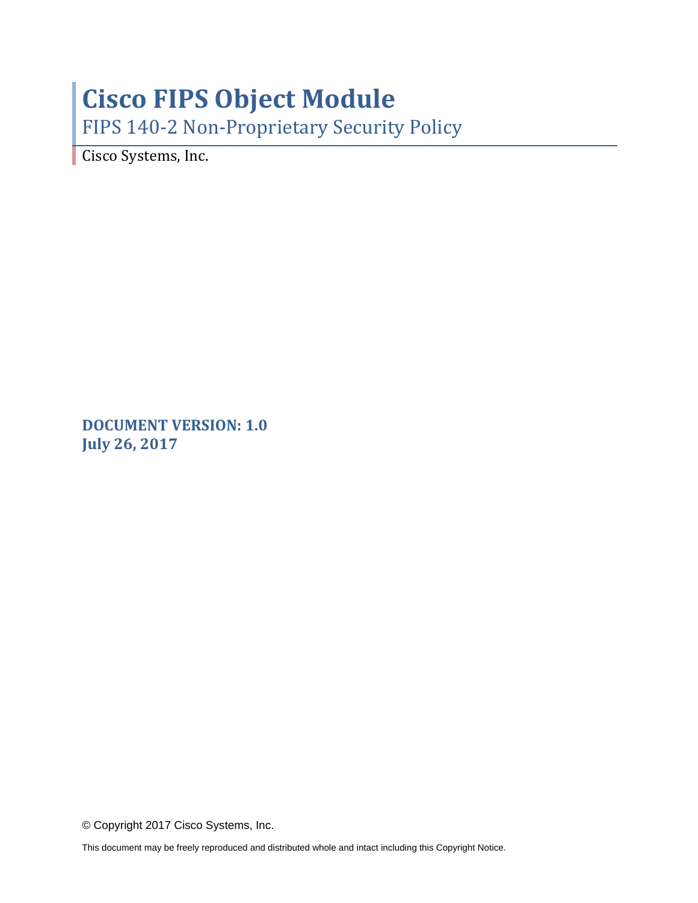# Cisco FIPS Object Module

## FIPS 140-2 Non-Proprietary Security Policy

Cisco Systems, Inc.

**DOCUMENT VERSION: 1.0**
**July 26, 2017**

© Copyright 2017 Cisco Systems, Inc.

This document may be freely reproduced and distributed whole and intact including this Copyright Notice.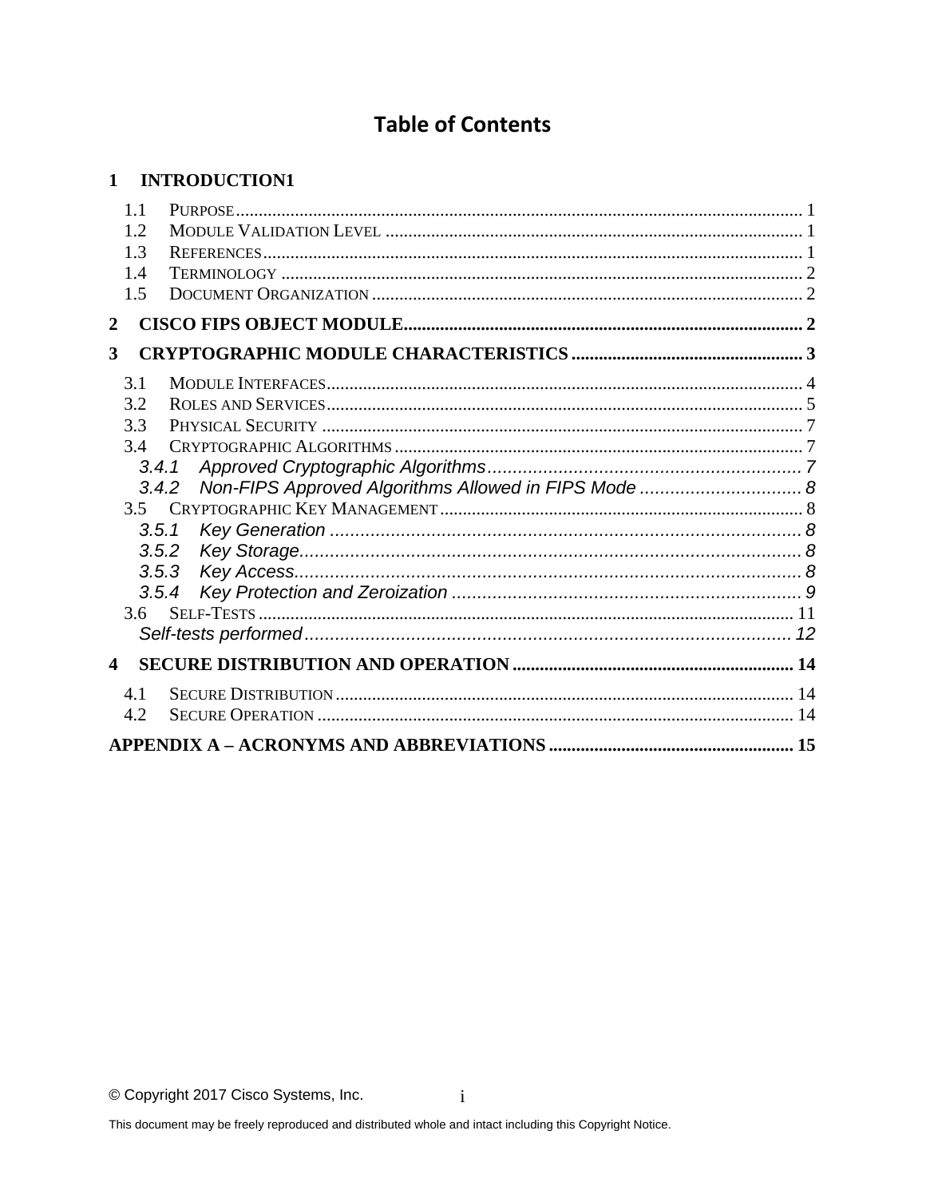# Table of Contents

**1 INTRODUCTION1**

- 1.1 PURPOSE ........................................................................ 1
- 1.2 MODULE VALIDATION LEVEL ........................................................................ 1
- 1.3 REFERENCES ........................................................................ 1
- 1.4 TERMINOLOGY ........................................................................ 2
- 1.5 DOCUMENT ORGANIZATION ........................................................................ 2

**2 CISCO FIPS OBJECT MODULE ........................................................................ 2**

**3 CRYPTOGRAPHIC MODULE CHARACTERISTICS ........................................................................ 3**

- 3.1 MODULE INTERFACES ........................................................................ 4
- 3.2 ROLES AND SERVICES ........................................................................ 5
- 3.3 PHYSICAL SECURITY ........................................................................ 7
- 3.4 CRYPTOGRAPHIC ALGORITHMS ........................................................................ 7
  - *3.4.1 Approved Cryptographic Algorithms ........................................................................ 7*
  - *3.4.2 Non-FIPS Approved Algorithms Allowed in FIPS Mode ........................................................................ 8*
- 3.5 CRYPTOGRAPHIC KEY MANAGEMENT ........................................................................ 8
  - *3.5.1 Key Generation ........................................................................ 8*
  - *3.5.2 Key Storage ........................................................................ 8*
  - *3.5.3 Key Access ........................................................................ 8*
  - *3.5.4 Key Protection and Zeroization ........................................................................ 9*
- 3.6 SELF-TESTS ........................................................................ 11
  - *Self-tests performed ........................................................................ 12*

**4 SECURE DISTRIBUTION AND OPERATION ........................................................................ 14**

- 4.1 SECURE DISTRIBUTION ........................................................................ 14
- 4.2 SECURE OPERATION ........................................................................ 14

**APPENDIX A – ACRONYMS AND ABBREVIATIONS ........................................................................ 15**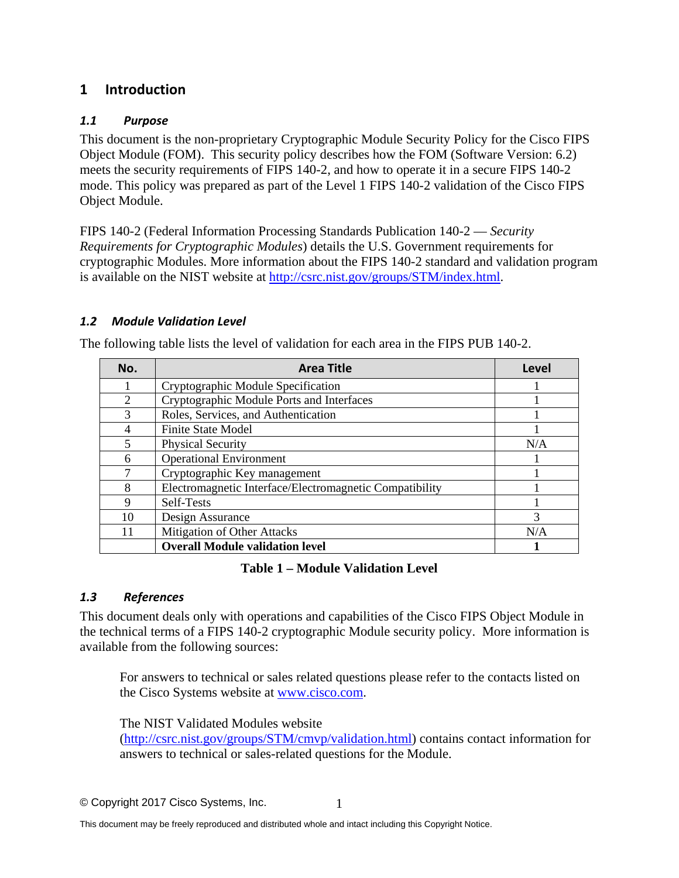# 1 Introduction

## 1.1 Purpose

This document is the non-proprietary Cryptographic Module Security Policy for the Cisco FIPS Object Module (FOM). This security policy describes how the FOM (Software Version: 6.2) meets the security requirements of FIPS 140-2, and how to operate it in a secure FIPS 140-2 mode. This policy was prepared as part of the Level 1 FIPS 140-2 validation of the Cisco FIPS Object Module.

FIPS 140-2 (Federal Information Processing Standards Publication 140-2 — *Security Requirements for Cryptographic Modules*) details the U.S. Government requirements for cryptographic Modules. More information about the FIPS 140-2 standard and validation program is available on the NIST website at http://csrc.nist.gov/groups/STM/index.html.

## 1.2 Module Validation Level

The following table lists the level of validation for each area in the FIPS PUB 140-2.

| No. | Area Title | Level |
|---|---|---|
| 1 | Cryptographic Module Specification | 1 |
| 2 | Cryptographic Module Ports and Interfaces | 1 |
| 3 | Roles, Services, and Authentication | 1 |
| 4 | Finite State Model | 1 |
| 5 | Physical Security | N/A |
| 6 | Operational Environment | 1 |
| 7 | Cryptographic Key management | 1 |
| 8 | Electromagnetic Interface/Electromagnetic Compatibility | 1 |
| 9 | Self-Tests | 1 |
| 10 | Design Assurance | 3 |
| 11 | Mitigation of Other Attacks | N/A |
| | **Overall Module validation level** | **1** |

**Table 1 – Module Validation Level**

## 1.3 References

This document deals only with operations and capabilities of the Cisco FIPS Object Module in the technical terms of a FIPS 140-2 cryptographic Module security policy. More information is available from the following sources:

> For answers to technical or sales related questions please refer to the contacts listed on the Cisco Systems website at www.cisco.com.
>
> The NIST Validated Modules website (http://csrc.nist.gov/groups/STM/cmvp/validation.html) contains contact information for answers to technical or sales-related questions for the Module.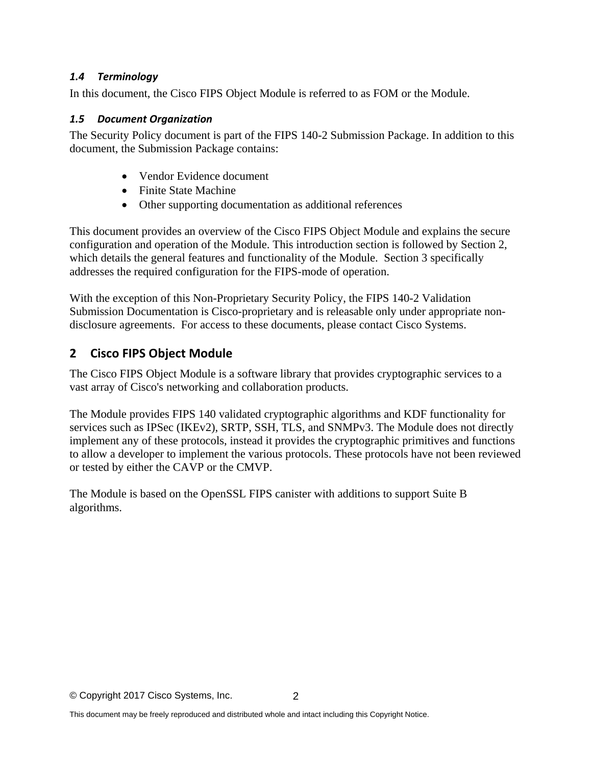### *1.4 Terminology*

In this document, the Cisco FIPS Object Module is referred to as FOM or the Module.

### *1.5 Document Organization*

The Security Policy document is part of the FIPS 140-2 Submission Package. In addition to this document, the Submission Package contains:

- Vendor Evidence document
- Finite State Machine
- Other supporting documentation as additional references

This document provides an overview of the Cisco FIPS Object Module and explains the secure configuration and operation of the Module. This introduction section is followed by Section 2, which details the general features and functionality of the Module. Section 3 specifically addresses the required configuration for the FIPS-mode of operation.

With the exception of this Non-Proprietary Security Policy, the FIPS 140-2 Validation Submission Documentation is Cisco-proprietary and is releasable only under appropriate non-disclosure agreements. For access to these documents, please contact Cisco Systems.

## 2 Cisco FIPS Object Module

The Cisco FIPS Object Module is a software library that provides cryptographic services to a vast array of Cisco's networking and collaboration products.

The Module provides FIPS 140 validated cryptographic algorithms and KDF functionality for services such as IPSec (IKEv2), SRTP, SSH, TLS, and SNMPv3. The Module does not directly implement any of these protocols, instead it provides the cryptographic primitives and functions to allow a developer to implement the various protocols. These protocols have not been reviewed or tested by either the CAVP or the CMVP.

The Module is based on the OpenSSL FIPS canister with additions to support Suite B algorithms.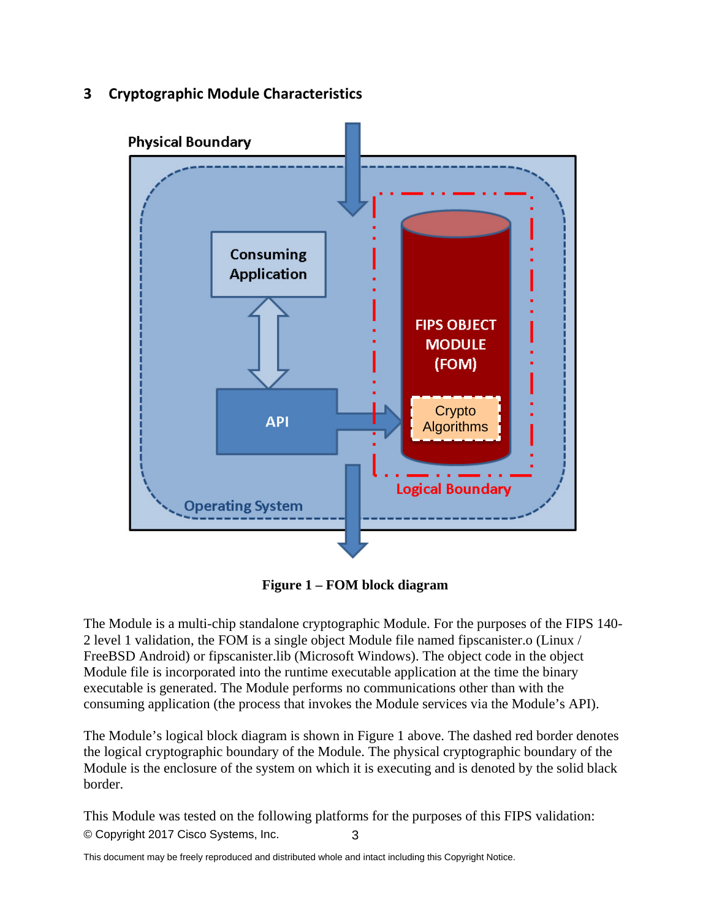# 3 Cryptographic Module Characteristics

**Figure 1 – FOM block diagram**

The Module is a multi-chip standalone cryptographic Module. For the purposes of the FIPS 140-2 level 1 validation, the FOM is a single object Module file named fipscanister.o (Linux / FreeBSD Android) or fipscanister.lib (Microsoft Windows). The object code in the object Module file is incorporated into the runtime executable application at the time the binary executable is generated. The Module performs no communications other than with the consuming application (the process that invokes the Module services via the Module's API).

The Module's logical block diagram is shown in Figure 1 above. The dashed red border denotes the logical cryptographic boundary of the Module. The physical cryptographic boundary of the Module is the enclosure of the system on which it is executing and is denoted by the solid black border.

This Module was tested on the following platforms for the purposes of this FIPS validation: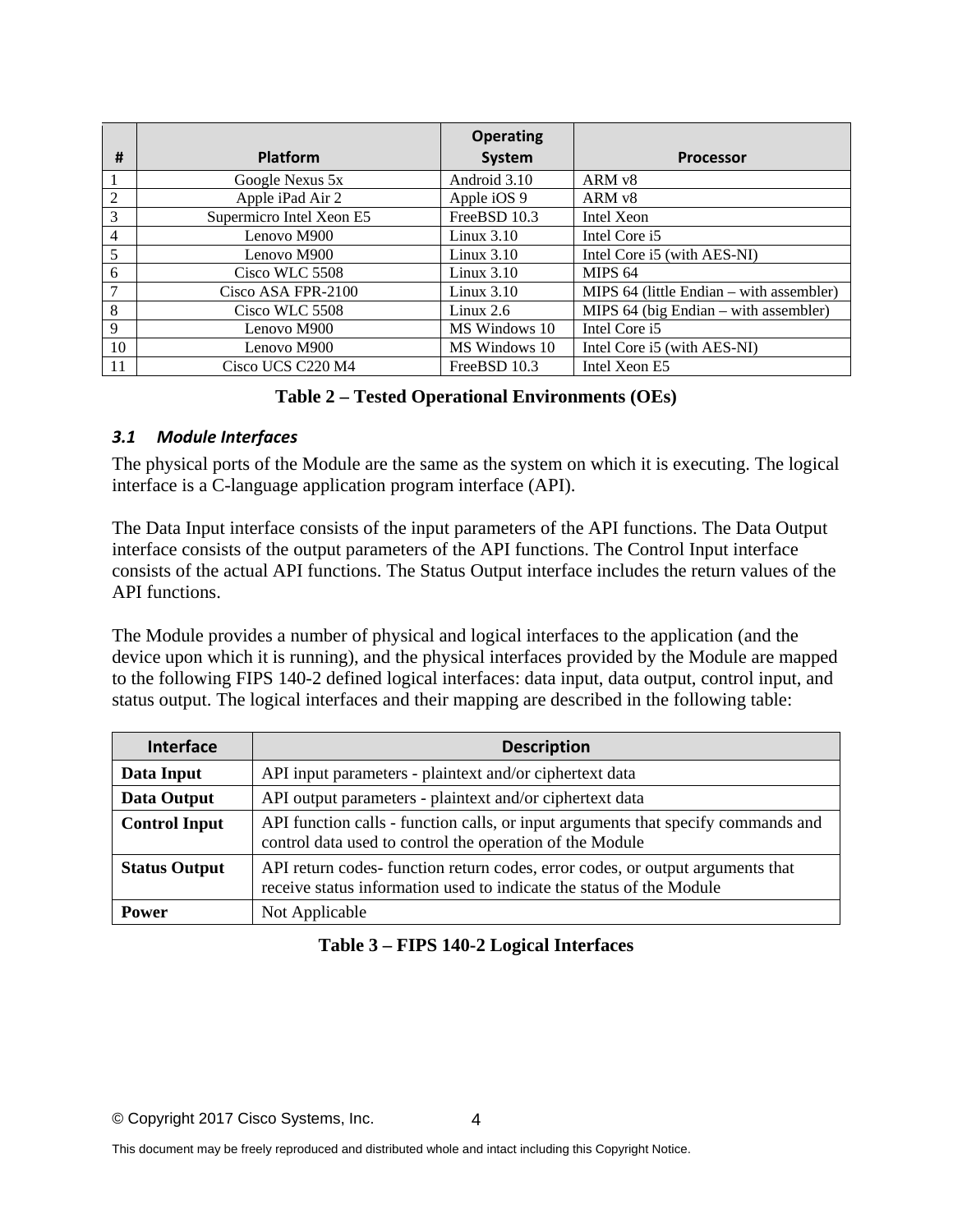| # | Platform | Operating System | Processor |
|---|---|---|---|
| 1 | Google Nexus 5x | Android 3.10 | ARM v8 |
| 2 | Apple iPad Air 2 | Apple iOS 9 | ARM v8 |
| 3 | Supermicro Intel Xeon E5 | FreeBSD 10.3 | Intel Xeon |
| 4 | Lenovo M900 | Linux 3.10 | Intel Core i5 |
| 5 | Lenovo M900 | Linux 3.10 | Intel Core i5 (with AES-NI) |
| 6 | Cisco WLC 5508 | Linux 3.10 | MIPS 64 |
| 7 | Cisco ASA FPR-2100 | Linux 3.10 | MIPS 64 (little Endian – with assembler) |
| 8 | Cisco WLC 5508 | Linux 2.6 | MIPS 64 (big Endian – with assembler) |
| 9 | Lenovo M900 | MS Windows 10 | Intel Core i5 |
| 10 | Lenovo M900 | MS Windows 10 | Intel Core i5 (with AES-NI) |
| 11 | Cisco UCS C220 M4 | FreeBSD 10.3 | Intel Xeon E5 |

**Table 2 – Tested Operational Environments (OEs)**

### 3.1 Module Interfaces

The physical ports of the Module are the same as the system on which it is executing. The logical interface is a C-language application program interface (API).

The Data Input interface consists of the input parameters of the API functions. The Data Output interface consists of the output parameters of the API functions. The Control Input interface consists of the actual API functions. The Status Output interface includes the return values of the API functions.

The Module provides a number of physical and logical interfaces to the application (and the device upon which it is running), and the physical interfaces provided by the Module are mapped to the following FIPS 140-2 defined logical interfaces: data input, data output, control input, and status output. The logical interfaces and their mapping are described in the following table:

| Interface | Description |
|---|---|
| **Data Input** | API input parameters - plaintext and/or ciphertext data |
| **Data Output** | API output parameters - plaintext and/or ciphertext data |
| **Control Input** | API function calls - function calls, or input arguments that specify commands and control data used to control the operation of the Module |
| **Status Output** | API return codes- function return codes, error codes, or output arguments that receive status information used to indicate the status of the Module |
| **Power** | Not Applicable |

**Table 3 – FIPS 140-2 Logical Interfaces**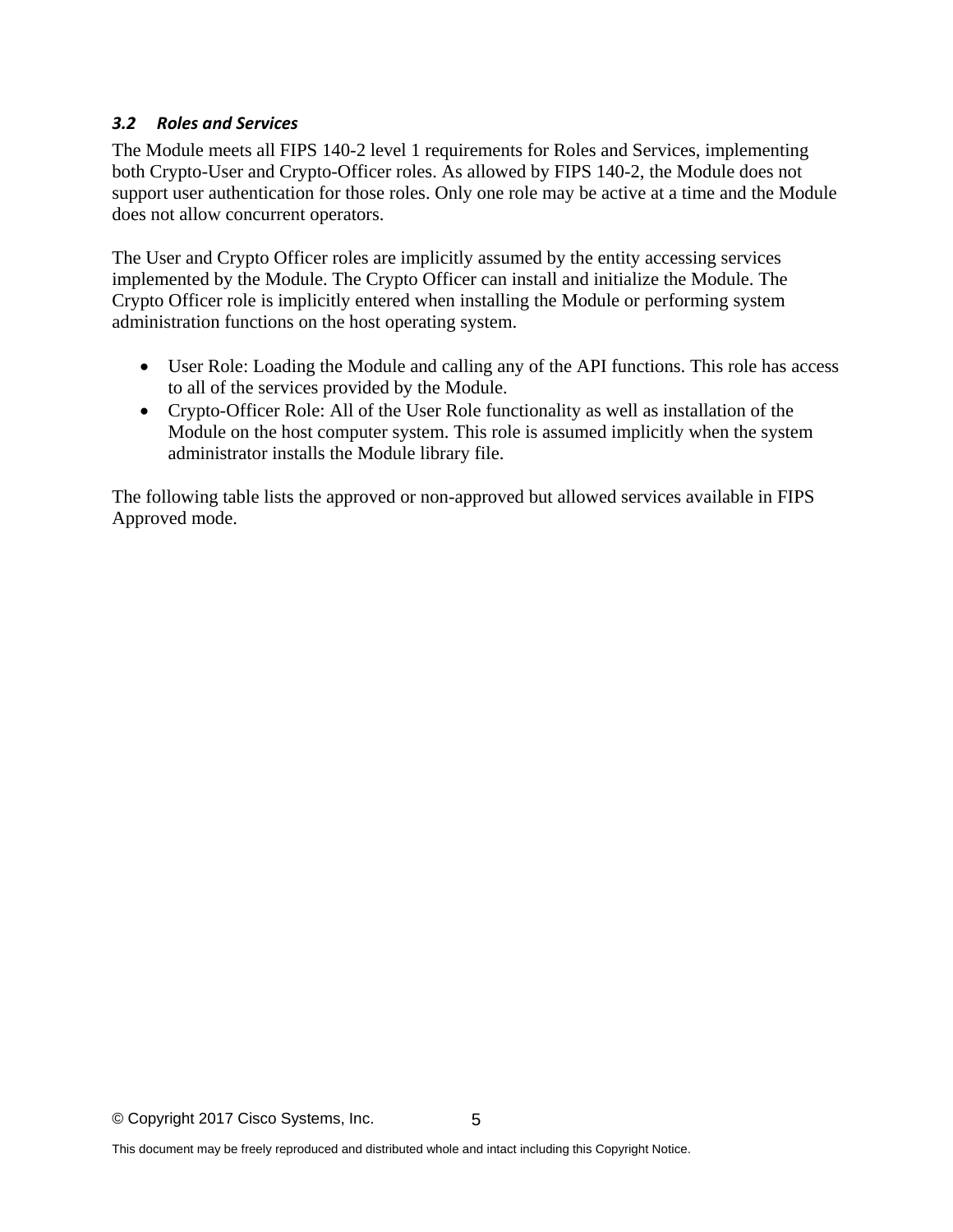### *3.2 Roles and Services*

The Module meets all FIPS 140-2 level 1 requirements for Roles and Services, implementing both Crypto-User and Crypto-Officer roles. As allowed by FIPS 140-2, the Module does not support user authentication for those roles. Only one role may be active at a time and the Module does not allow concurrent operators.

The User and Crypto Officer roles are implicitly assumed by the entity accessing services implemented by the Module. The Crypto Officer can install and initialize the Module. The Crypto Officer role is implicitly entered when installing the Module or performing system administration functions on the host operating system.

- User Role: Loading the Module and calling any of the API functions. This role has access to all of the services provided by the Module.
- Crypto-Officer Role: All of the User Role functionality as well as installation of the Module on the host computer system. This role is assumed implicitly when the system administrator installs the Module library file.

The following table lists the approved or non-approved but allowed services available in FIPS Approved mode.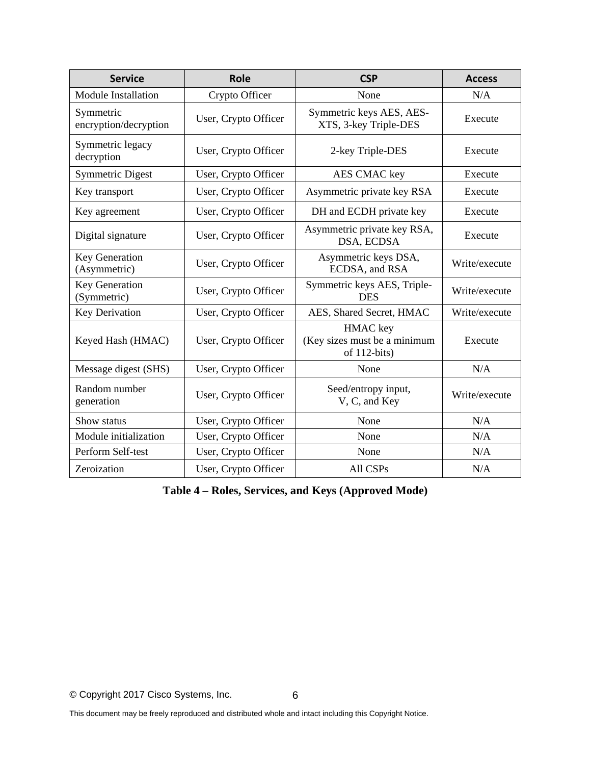| Service | Role | CSP | Access |
| --- | --- | --- | --- |
| Module Installation | Crypto Officer | None | N/A |
| Symmetric encryption/decryption | User, Crypto Officer | Symmetric keys AES, AES-XTS, 3-key Triple-DES | Execute |
| Symmetric legacy decryption | User, Crypto Officer | 2-key Triple-DES | Execute |
| Symmetric Digest | User, Crypto Officer | AES CMAC key | Execute |
| Key transport | User, Crypto Officer | Asymmetric private key RSA | Execute |
| Key agreement | User, Crypto Officer | DH and ECDH private key | Execute |
| Digital signature | User, Crypto Officer | Asymmetric private key RSA, DSA, ECDSA | Execute |
| Key Generation (Asymmetric) | User, Crypto Officer | Asymmetric keys DSA, ECDSA, and RSA | Write/execute |
| Key Generation (Symmetric) | User, Crypto Officer | Symmetric keys AES, Triple-DES | Write/execute |
| Key Derivation | User, Crypto Officer | AES, Shared Secret, HMAC | Write/execute |
| Keyed Hash (HMAC) | User, Crypto Officer | HMAC key (Key sizes must be a minimum of 112-bits) | Execute |
| Message digest (SHS) | User, Crypto Officer | None | N/A |
| Random number generation | User, Crypto Officer | Seed/entropy input, V, C, and Key | Write/execute |
| Show status | User, Crypto Officer | None | N/A |
| Module initialization | User, Crypto Officer | None | N/A |
| Perform Self-test | User, Crypto Officer | None | N/A |
| Zeroization | User, Crypto Officer | All CSPs | N/A |

**Table 4 – Roles, Services, and Keys (Approved Mode)**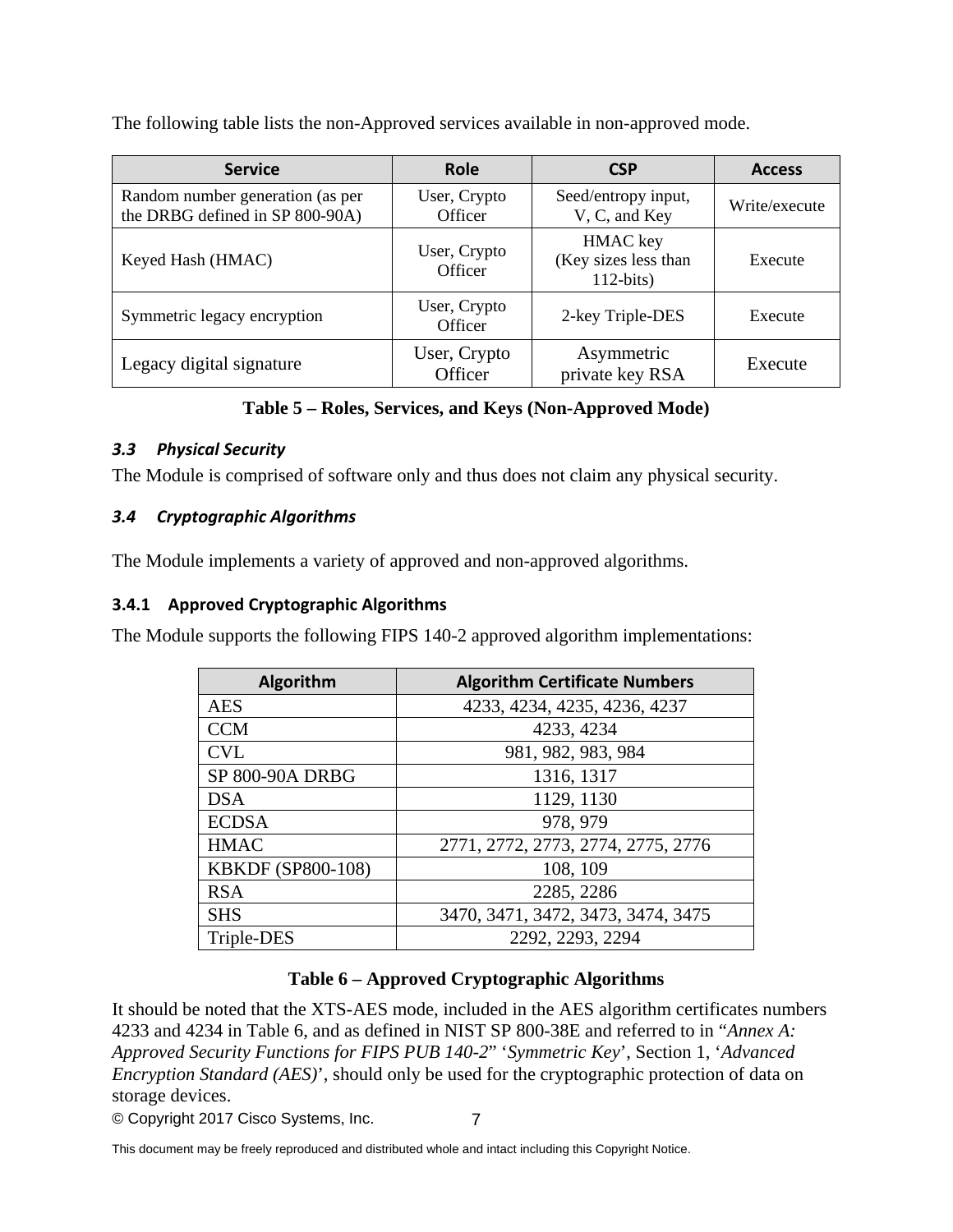The following table lists the non-Approved services available in non-approved mode.

| Service | Role | CSP | Access |
|---|---|---|---|
| Random number generation (as per the DRBG defined in SP 800-90A) | User, Crypto Officer | Seed/entropy input, V, C, and Key | Write/execute |
| Keyed Hash (HMAC) | User, Crypto Officer | HMAC key (Key sizes less than 112-bits) | Execute |
| Symmetric legacy encryption | User, Crypto Officer | 2-key Triple-DES | Execute |
| Legacy digital signature | User, Crypto Officer | Asymmetric private key RSA | Execute |

**Table 5 – Roles, Services, and Keys (Non-Approved Mode)**

### *3.3 Physical Security*

The Module is comprised of software only and thus does not claim any physical security.

### *3.4 Cryptographic Algorithms*

The Module implements a variety of approved and non-approved algorithms.

#### 3.4.1 Approved Cryptographic Algorithms

The Module supports the following FIPS 140-2 approved algorithm implementations:

| Algorithm | Algorithm Certificate Numbers |
|---|---|
| AES | 4233, 4234, 4235, 4236, 4237 |
| CCM | 4233, 4234 |
| CVL | 981, 982, 983, 984 |
| SP 800-90A DRBG | 1316, 1317 |
| DSA | 1129, 1130 |
| ECDSA | 978, 979 |
| HMAC | 2771, 2772, 2773, 2774, 2775, 2776 |
| KBKDF (SP800-108) | 108, 109 |
| RSA | 2285, 2286 |
| SHS | 3470, 3471, 3472, 3473, 3474, 3475 |
| Triple-DES | 2292, 2293, 2294 |

**Table 6 – Approved Cryptographic Algorithms**

It should be noted that the XTS-AES mode, included in the AES algorithm certificates numbers 4233 and 4234 in Table 6, and as defined in NIST SP 800-38E and referred to in "*Annex A: Approved Security Functions for FIPS PUB 140-2*" '*Symmetric Key*', Section 1, '*Advanced Encryption Standard (AES)*', should only be used for the cryptographic protection of data on storage devices.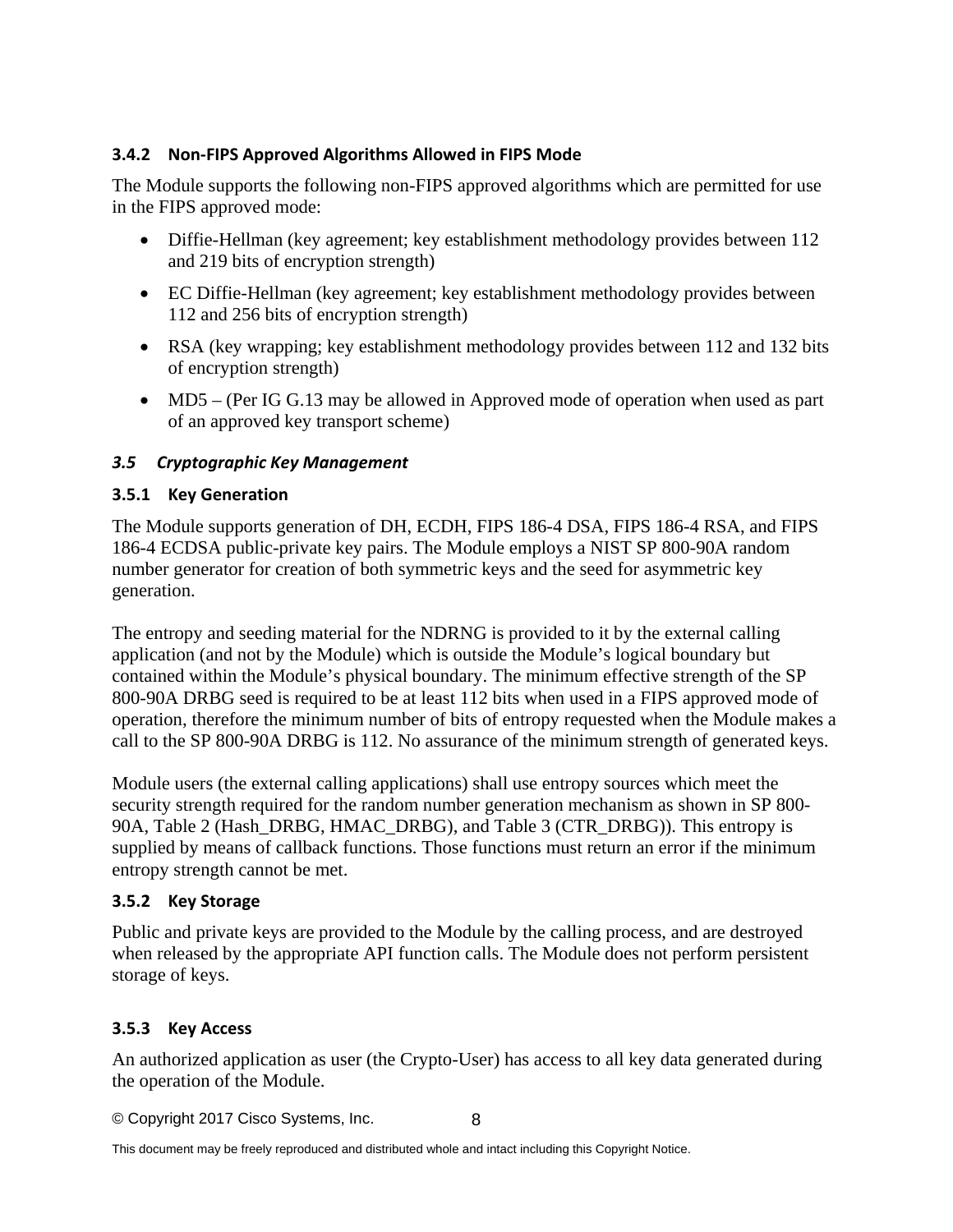### 3.4.2 Non-FIPS Approved Algorithms Allowed in FIPS Mode

The Module supports the following non-FIPS approved algorithms which are permitted for use in the FIPS approved mode:

- Diffie-Hellman (key agreement; key establishment methodology provides between 112 and 219 bits of encryption strength)
- EC Diffie-Hellman (key agreement; key establishment methodology provides between 112 and 256 bits of encryption strength)
- RSA (key wrapping; key establishment methodology provides between 112 and 132 bits of encryption strength)
- MD5 – (Per IG G.13 may be allowed in Approved mode of operation when used as part of an approved key transport scheme)

## *3.5 Cryptographic Key Management*

### 3.5.1 Key Generation

The Module supports generation of DH, ECDH, FIPS 186-4 DSA, FIPS 186-4 RSA, and FIPS 186-4 ECDSA public-private key pairs. The Module employs a NIST SP 800-90A random number generator for creation of both symmetric keys and the seed for asymmetric key generation.

The entropy and seeding material for the NDRNG is provided to it by the external calling application (and not by the Module) which is outside the Module's logical boundary but contained within the Module's physical boundary. The minimum effective strength of the SP 800-90A DRBG seed is required to be at least 112 bits when used in a FIPS approved mode of operation, therefore the minimum number of bits of entropy requested when the Module makes a call to the SP 800-90A DRBG is 112. No assurance of the minimum strength of generated keys.

Module users (the external calling applications) shall use entropy sources which meet the security strength required for the random number generation mechanism as shown in SP 800-90A, Table 2 (Hash_DRBG, HMAC_DRBG), and Table 3 (CTR_DRBG)). This entropy is supplied by means of callback functions. Those functions must return an error if the minimum entropy strength cannot be met.

### 3.5.2 Key Storage

Public and private keys are provided to the Module by the calling process, and are destroyed when released by the appropriate API function calls. The Module does not perform persistent storage of keys.

### 3.5.3 Key Access

An authorized application as user (the Crypto-User) has access to all key data generated during the operation of the Module.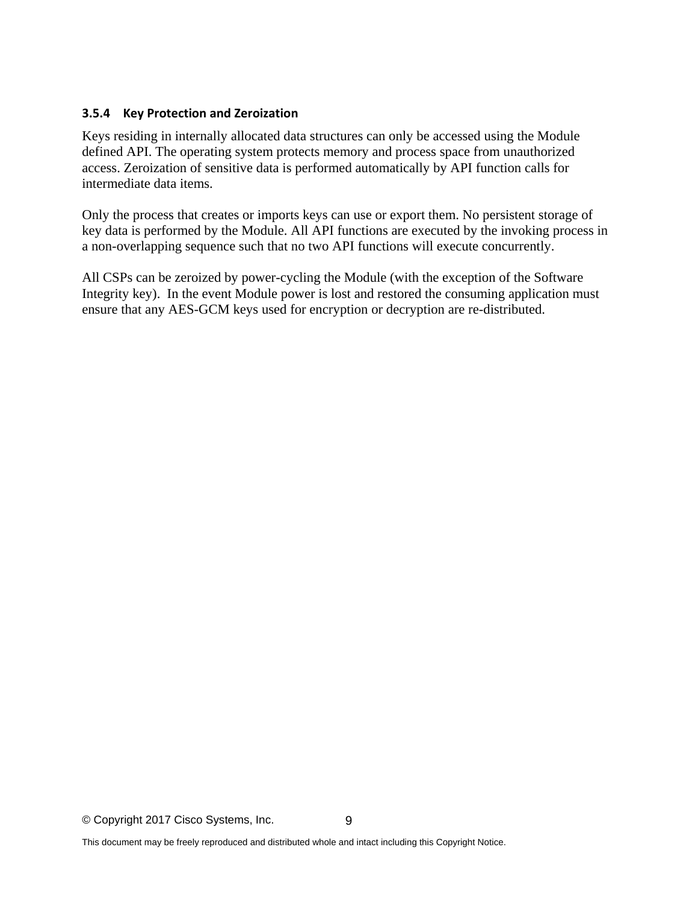### 3.5.4 Key Protection and Zeroization

Keys residing in internally allocated data structures can only be accessed using the Module defined API. The operating system protects memory and process space from unauthorized access. Zeroization of sensitive data is performed automatically by API function calls for intermediate data items.

Only the process that creates or imports keys can use or export them. No persistent storage of key data is performed by the Module. All API functions are executed by the invoking process in a non-overlapping sequence such that no two API functions will execute concurrently.

All CSPs can be zeroized by power-cycling the Module (with the exception of the Software Integrity key). In the event Module power is lost and restored the consuming application must ensure that any AES-GCM keys used for encryption or decryption are re-distributed.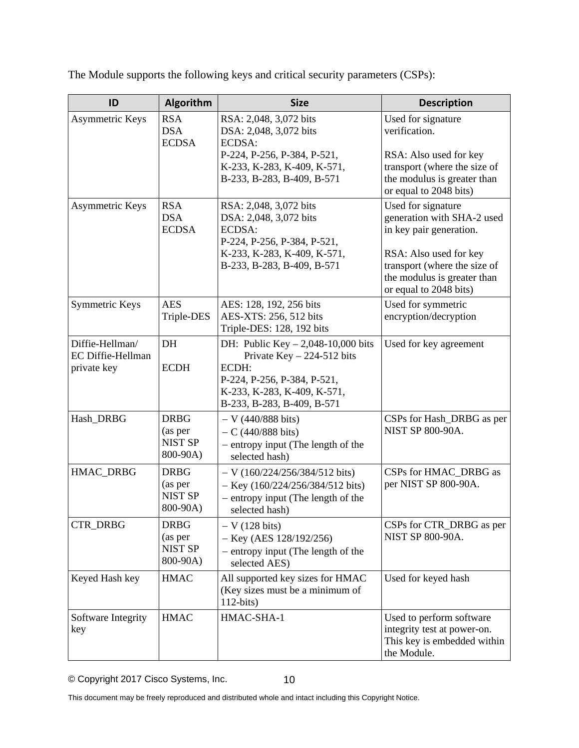The Module supports the following keys and critical security parameters (CSPs):

| ID | Algorithm | Size | Description |
|---|---|---|---|
| Asymmetric Keys | RSA<br>DSA<br>ECDSA | RSA: 2,048, 3,072 bits<br>DSA: 2,048, 3,072 bits<br>ECDSA:<br>P-224, P-256, P-384, P-521,<br>K-233, K-283, K-409, K-571,<br>B-233, B-283, B-409, B-571 | Used for signature verification.<br><br>RSA: Also used for key transport (where the size of the modulus is greater than or equal to 2048 bits) |
| Asymmetric Keys | RSA<br>DSA<br>ECDSA | RSA: 2,048, 3,072 bits<br>DSA: 2,048, 3,072 bits<br>ECDSA:<br>P-224, P-256, P-384, P-521,<br>K-233, K-283, K-409, K-571,<br>B-233, B-283, B-409, B-571 | Used for signature generation with SHA-2 used in key pair generation.<br><br>RSA: Also used for key transport (where the size of the modulus is greater than or equal to 2048 bits) |
| Symmetric Keys | AES<br>Triple-DES | AES: 128, 192, 256 bits<br>AES-XTS: 256, 512 bits<br>Triple-DES: 128, 192 bits | Used for symmetric encryption/decryption |
| Diffie-Hellman/ EC Diffie-Hellman private key | DH<br><br>ECDH | DH: Public Key – 2,048-10,000 bits<br>Private Key – 224-512 bits<br>ECDH:<br>P-224, P-256, P-384, P-521,<br>K-233, K-283, K-409, K-571,<br>B-233, B-283, B-409, B-571 | Used for key agreement |
| Hash_DRBG | DRBG (as per NIST SP 800-90A) | – V (440/888 bits)<br>– C (440/888 bits)<br>– entropy input (The length of the selected hash) | CSPs for Hash_DRBG as per NIST SP 800-90A. |
| HMAC_DRBG | DRBG (as per NIST SP 800-90A) | – V (160/224/256/384/512 bits)<br>– Key (160/224/256/384/512 bits)<br>– entropy input (The length of the selected hash) | CSPs for HMAC_DRBG as per NIST SP 800-90A. |
| CTR_DRBG | DRBG (as per NIST SP 800-90A) | – V (128 bits)<br>– Key (AES 128/192/256)<br>– entropy input (The length of the selected AES) | CSPs for CTR_DRBG as per NIST SP 800-90A. |
| Keyed Hash key | HMAC | All supported key sizes for HMAC (Key sizes must be a minimum of 112-bits) | Used for keyed hash |
| Software Integrity key | HMAC | HMAC-SHA-1 | Used to perform software integrity test at power-on. This key is embedded within the Module. |

© Copyright 2017 Cisco Systems, Inc.

This document may be freely reproduced and distributed whole and intact including this Copyright Notice.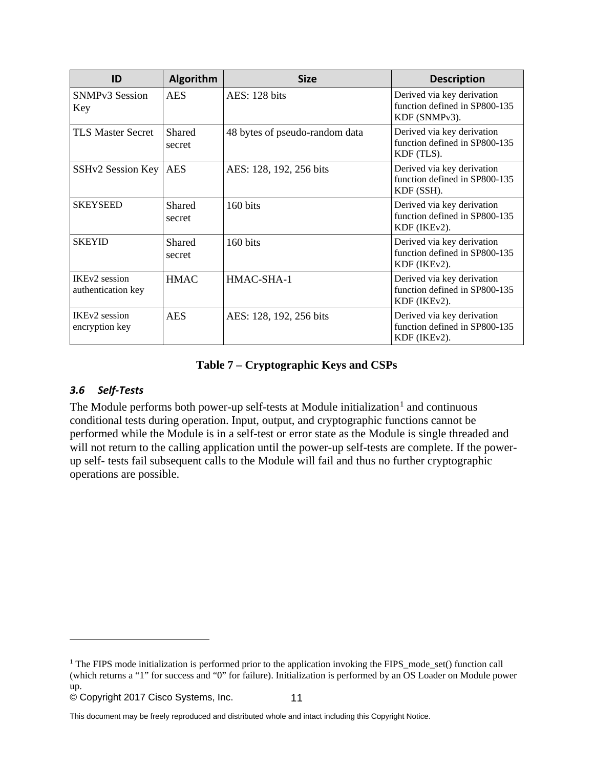| ID | Algorithm | Size | Description |
|---|---|---|---|
| SNMPv3 Session Key | AES | AES: 128 bits | Derived via key derivation function defined in SP800-135 KDF (SNMPv3). |
| TLS Master Secret | Shared secret | 48 bytes of pseudo-random data | Derived via key derivation function defined in SP800-135 KDF (TLS). |
| SSHv2 Session Key | AES | AES: 128, 192, 256 bits | Derived via key derivation function defined in SP800-135 KDF (SSH). |
| SKEYSEED | Shared secret | 160 bits | Derived via key derivation function defined in SP800-135 KDF (IKEv2). |
| SKEYID | Shared secret | 160 bits | Derived via key derivation function defined in SP800-135 KDF (IKEv2). |
| IKEv2 session authentication key | HMAC | HMAC-SHA-1 | Derived via key derivation function defined in SP800-135 KDF (IKEv2). |
| IKEv2 session encryption key | AES | AES: 128, 192, 256 bits | Derived via key derivation function defined in SP800-135 KDF (IKEv2). |

**Table 7 – Cryptographic Keys and CSPs**

### *3.6 Self-Tests*

The Module performs both power-up self-tests at Module initialization[1] and continuous conditional tests during operation. Input, output, and cryptographic functions cannot be performed while the Module is in a self-test or error state as the Module is single threaded and will not return to the calling application until the power-up self-tests are complete. If the power-up self- tests fail subsequent calls to the Module will fail and thus no further cryptographic operations are possible.

[1] The FIPS mode initialization is performed prior to the application invoking the FIPS_mode_set() function call (which returns a "1" for success and "0" for failure). Initialization is performed by an OS Loader on Module power up.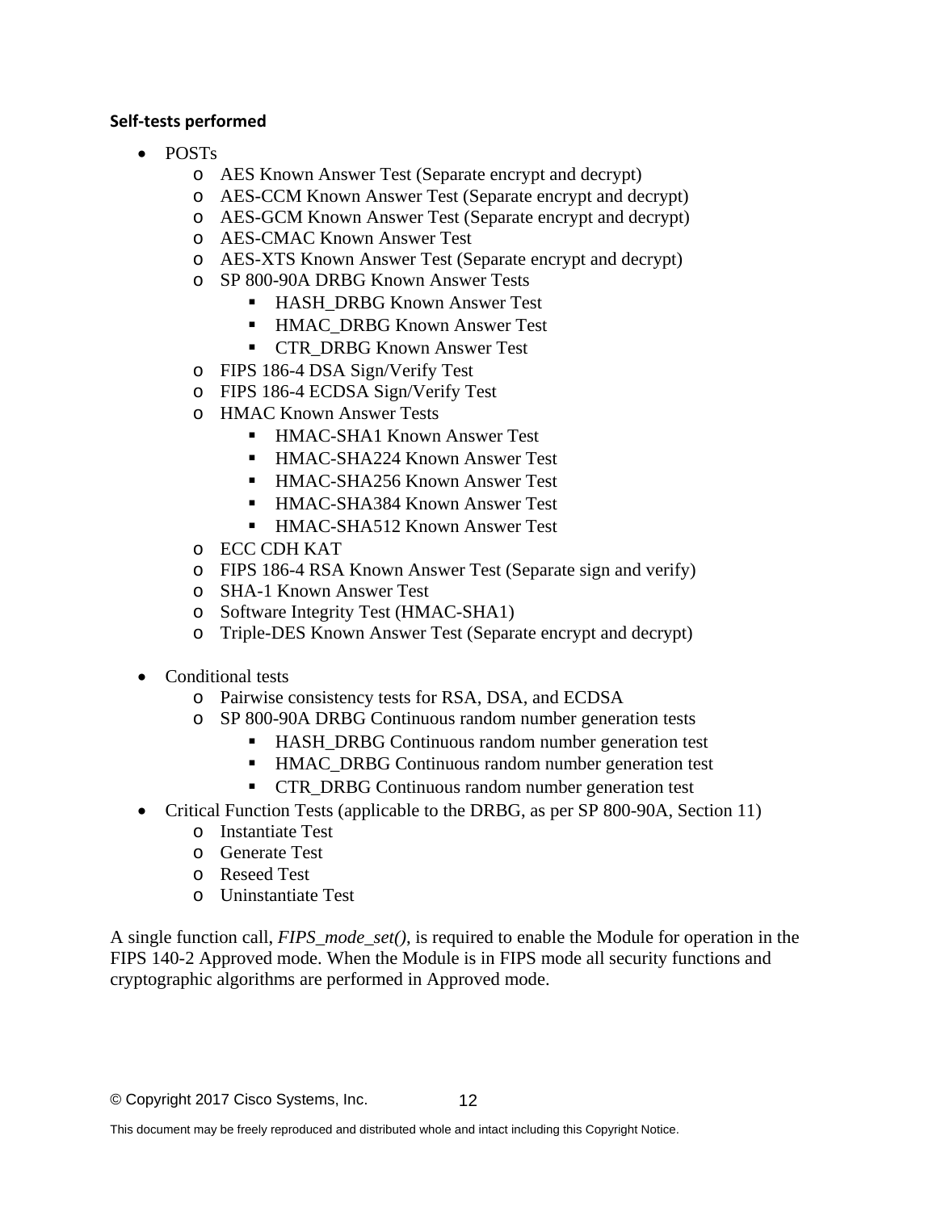**Self-tests performed**

- POSTs
  - AES Known Answer Test (Separate encrypt and decrypt)
  - AES-CCM Known Answer Test (Separate encrypt and decrypt)
  - AES-GCM Known Answer Test (Separate encrypt and decrypt)
  - AES-CMAC Known Answer Test
  - AES-XTS Known Answer Test (Separate encrypt and decrypt)
  - SP 800-90A DRBG Known Answer Tests
    - HASH_DRBG Known Answer Test
    - HMAC_DRBG Known Answer Test
    - CTR_DRBG Known Answer Test
  - FIPS 186-4 DSA Sign/Verify Test
  - FIPS 186-4 ECDSA Sign/Verify Test
  - HMAC Known Answer Tests
    - HMAC-SHA1 Known Answer Test
    - HMAC-SHA224 Known Answer Test
    - HMAC-SHA256 Known Answer Test
    - HMAC-SHA384 Known Answer Test
    - HMAC-SHA512 Known Answer Test
  - ECC CDH KAT
  - FIPS 186-4 RSA Known Answer Test (Separate sign and verify)
  - SHA-1 Known Answer Test
  - Software Integrity Test (HMAC-SHA1)
  - Triple-DES Known Answer Test (Separate encrypt and decrypt)

- Conditional tests
  - Pairwise consistency tests for RSA, DSA, and ECDSA
  - SP 800-90A DRBG Continuous random number generation tests
    - HASH_DRBG Continuous random number generation test
    - HMAC_DRBG Continuous random number generation test
    - CTR_DRBG Continuous random number generation test
- Critical Function Tests (applicable to the DRBG, as per SP 800-90A, Section 11)
  - Instantiate Test
  - Generate Test
  - Reseed Test
  - Uninstantiate Test

A single function call, *FIPS_mode_set()*, is required to enable the Module for operation in the FIPS 140-2 Approved mode. When the Module is in FIPS mode all security functions and cryptographic algorithms are performed in Approved mode.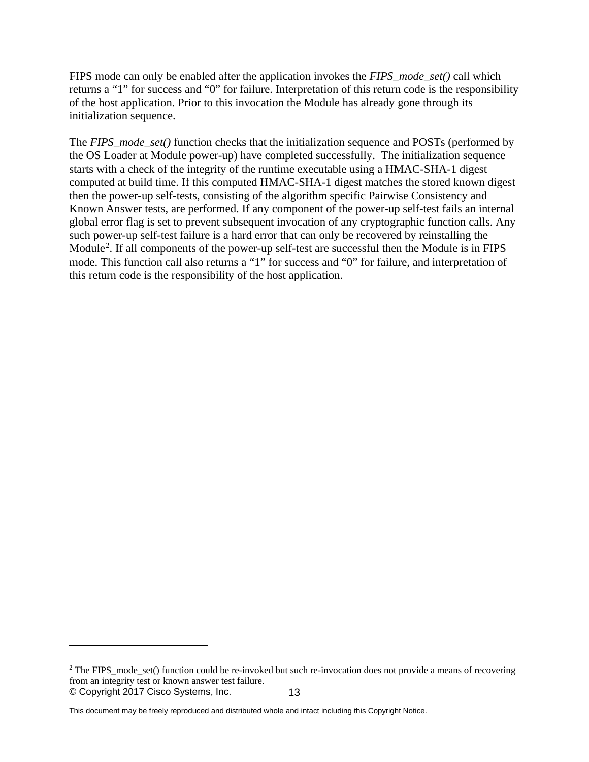FIPS mode can only be enabled after the application invokes the *FIPS_mode_set()* call which returns a "1" for success and "0" for failure. Interpretation of this return code is the responsibility of the host application. Prior to this invocation the Module has already gone through its initialization sequence.

The *FIPS_mode_set()* function checks that the initialization sequence and POSTs (performed by the OS Loader at Module power-up) have completed successfully. The initialization sequence starts with a check of the integrity of the runtime executable using a HMAC-SHA-1 digest computed at build time. If this computed HMAC-SHA-1 digest matches the stored known digest then the power-up self-tests, consisting of the algorithm specific Pairwise Consistency and Known Answer tests, are performed. If any component of the power-up self-test fails an internal global error flag is set to prevent subsequent invocation of any cryptographic function calls. Any such power-up self-test failure is a hard error that can only be recovered by reinstalling the Module[2]. If all components of the power-up self-test are successful then the Module is in FIPS mode. This function call also returns a "1" for success and "0" for failure, and interpretation of this return code is the responsibility of the host application.

[2] The FIPS_mode_set() function could be re-invoked but such re-invocation does not provide a means of recovering from an integrity test or known answer test failure.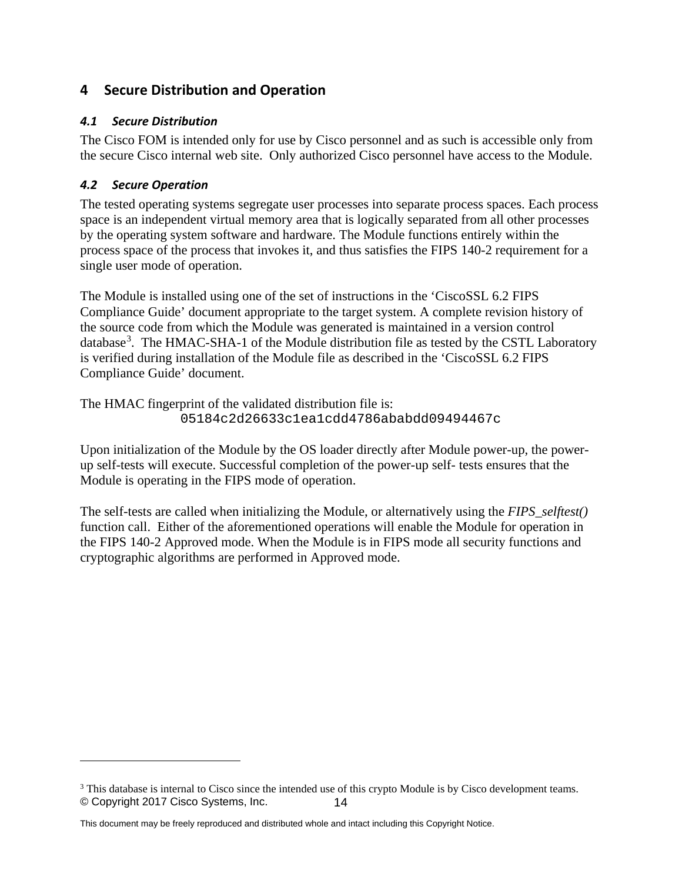# 4 Secure Distribution and Operation

## 4.1 Secure Distribution

The Cisco FOM is intended only for use by Cisco personnel and as such is accessible only from the secure Cisco internal web site. Only authorized Cisco personnel have access to the Module.

## 4.2 Secure Operation

The tested operating systems segregate user processes into separate process spaces. Each process space is an independent virtual memory area that is logically separated from all other processes by the operating system software and hardware. The Module functions entirely within the process space of the process that invokes it, and thus satisfies the FIPS 140-2 requirement for a single user mode of operation.

The Module is installed using one of the set of instructions in the 'CiscoSSL 6.2 FIPS Compliance Guide' document appropriate to the target system. A complete revision history of the source code from which the Module was generated is maintained in a version control database[3]. The HMAC-SHA-1 of the Module distribution file as tested by the CSTL Laboratory is verified during installation of the Module file as described in the 'CiscoSSL 6.2 FIPS Compliance Guide' document.

The HMAC fingerprint of the validated distribution file is:

```
05184c2d26633c1ea1cdd4786ababdd09494467c
```

Upon initialization of the Module by the OS loader directly after Module power-up, the power-up self-tests will execute. Successful completion of the power-up self- tests ensures that the Module is operating in the FIPS mode of operation.

The self-tests are called when initializing the Module, or alternatively using the *FIPS_selftest()* function call. Either of the aforementioned operations will enable the Module for operation in the FIPS 140-2 Approved mode. When the Module is in FIPS mode all security functions and cryptographic algorithms are performed in Approved mode.

[3] This database is internal to Cisco since the intended use of this crypto Module is by Cisco development teams.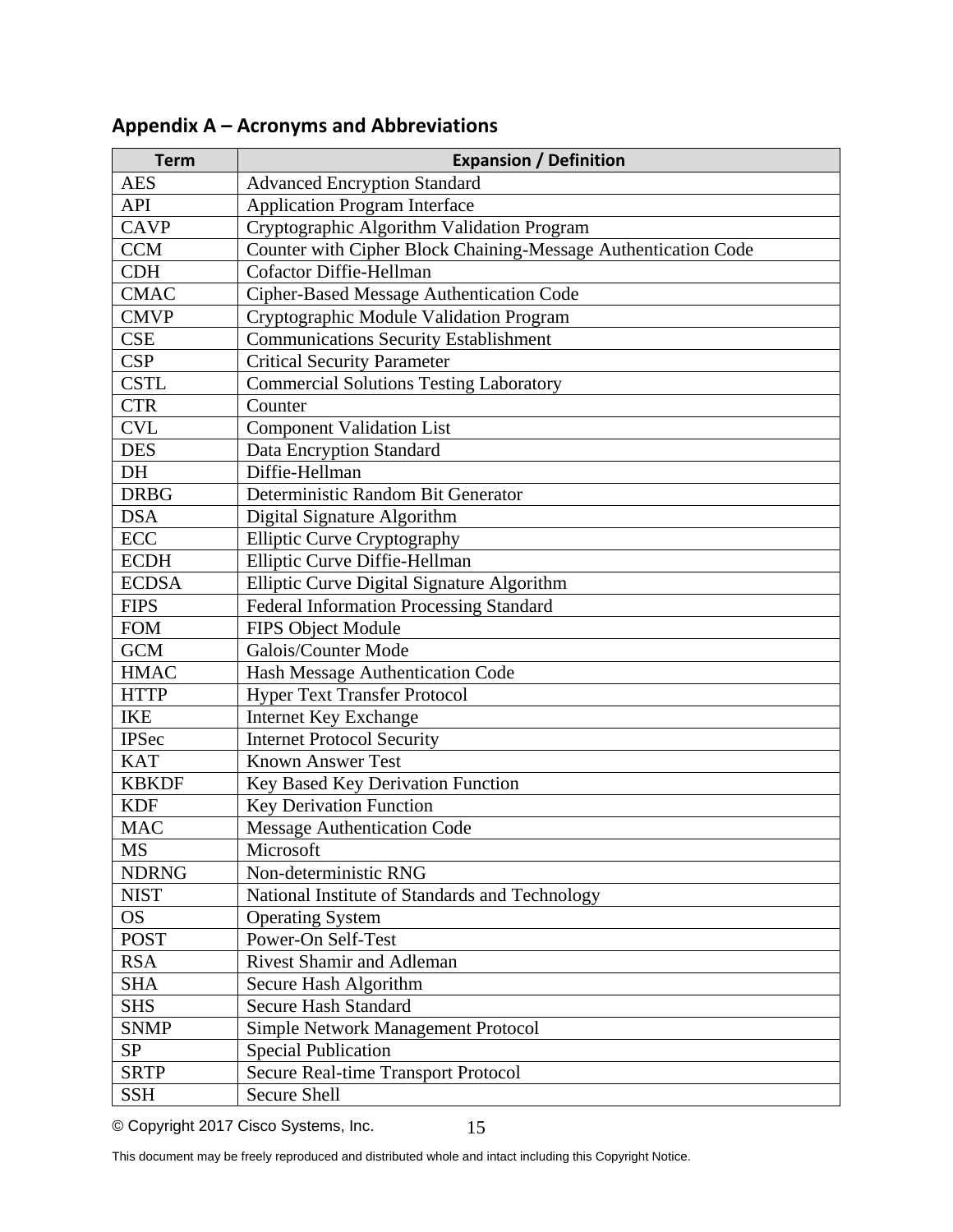## Appendix A – Acronyms and Abbreviations

| Term | Expansion / Definition |
|---|---|
| AES | Advanced Encryption Standard |
| API | Application Program Interface |
| CAVP | Cryptographic Algorithm Validation Program |
| CCM | Counter with Cipher Block Chaining-Message Authentication Code |
| CDH | Cofactor Diffie-Hellman |
| CMAC | Cipher-Based Message Authentication Code |
| CMVP | Cryptographic Module Validation Program |
| CSE | Communications Security Establishment |
| CSP | Critical Security Parameter |
| CSTL | Commercial Solutions Testing Laboratory |
| CTR | Counter |
| CVL | Component Validation List |
| DES | Data Encryption Standard |
| DH | Diffie-Hellman |
| DRBG | Deterministic Random Bit Generator |
| DSA | Digital Signature Algorithm |
| ECC | Elliptic Curve Cryptography |
| ECDH | Elliptic Curve Diffie-Hellman |
| ECDSA | Elliptic Curve Digital Signature Algorithm |
| FIPS | Federal Information Processing Standard |
| FOM | FIPS Object Module |
| GCM | Galois/Counter Mode |
| HMAC | Hash Message Authentication Code |
| HTTP | Hyper Text Transfer Protocol |
| IKE | Internet Key Exchange |
| IPSec | Internet Protocol Security |
| KAT | Known Answer Test |
| KBKDF | Key Based Key Derivation Function |
| KDF | Key Derivation Function |
| MAC | Message Authentication Code |
| MS | Microsoft |
| NDRNG | Non-deterministic RNG |
| NIST | National Institute of Standards and Technology |
| OS | Operating System |
| POST | Power-On Self-Test |
| RSA | Rivest Shamir and Adleman |
| SHA | Secure Hash Algorithm |
| SHS | Secure Hash Standard |
| SNMP | Simple Network Management Protocol |
| SP | Special Publication |
| SRTP | Secure Real-time Transport Protocol |
| SSH | Secure Shell |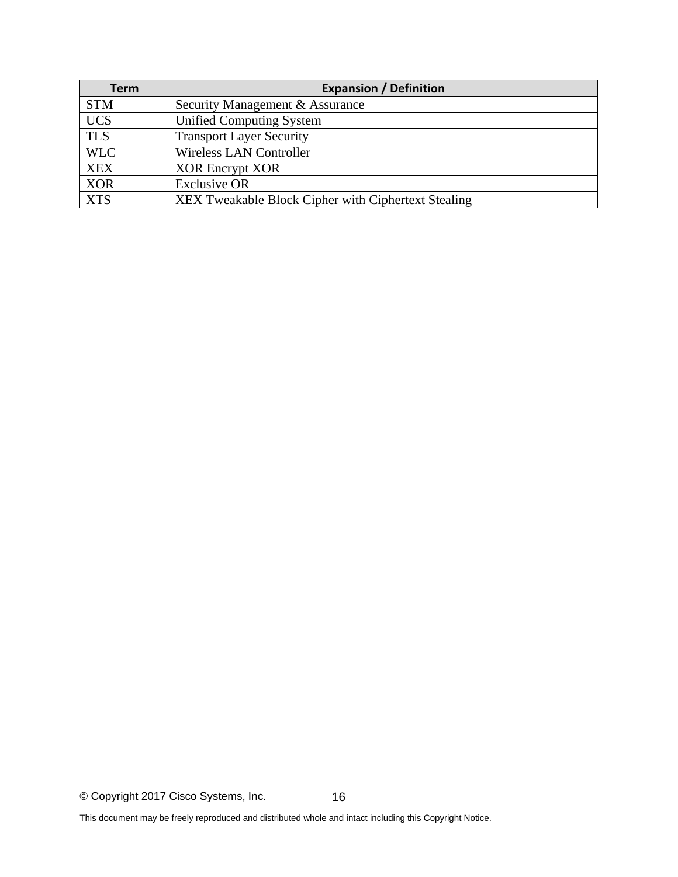| Term | Expansion / Definition |
|---|---|
| STM | Security Management & Assurance |
| UCS | Unified Computing System |
| TLS | Transport Layer Security |
| WLC | Wireless LAN Controller |
| XEX | XOR Encrypt XOR |
| XOR | Exclusive OR |
| XTS | XEX Tweakable Block Cipher with Ciphertext Stealing |